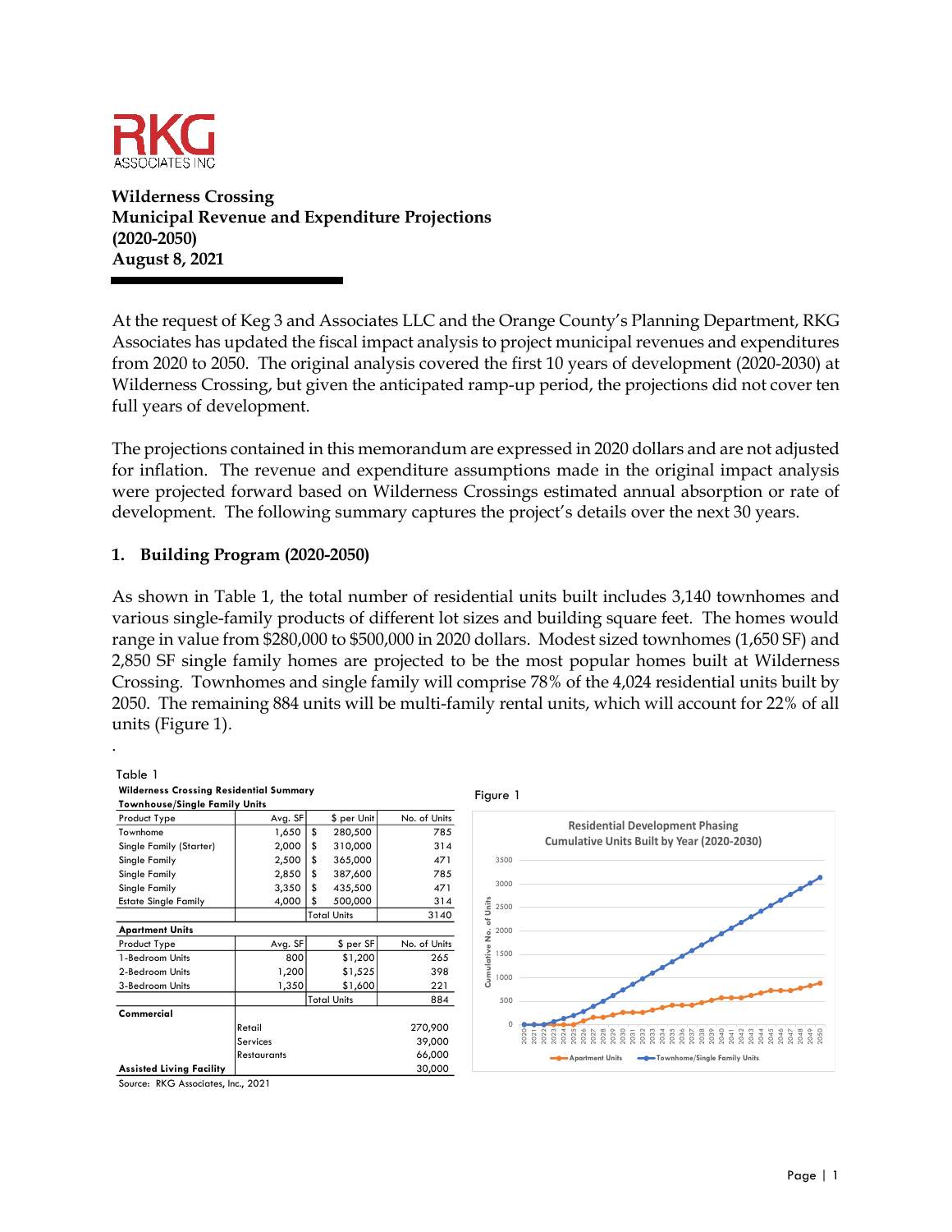# Wilderness Crossing
## Municipal Revenue and Expenditure Projections
## (2020-2050)
## August 8, 2021

At the request of Keg 3 and Associates LLC and the Orange County's Planning Department, RKG Associates has updated the fiscal impact analysis to project municipal revenues and expenditures from 2020 to 2050. The original analysis covered the first 10 years of development (2020-2030) at Wilderness Crossing, but given the anticipated ramp-up period, the projections did not cover ten full years of development.

The projections contained in this memorandum are expressed in 2020 dollars and are not adjusted for inflation. The revenue and expenditure assumptions made in the original impact analysis were projected forward based on Wilderness Crossings estimated annual absorption or rate of development. The following summary captures the project's details over the next 30 years.

### 1. Building Program (2020-2050)

As shown in Table 1, the total number of residential units built includes 3,140 townhomes and various single-family products of different lot sizes and building square feet. The homes would range in value from $280,000 to $500,000 in 2020 dollars. Modest sized townhomes (1,650 SF) and 2,850 SF single family homes are projected to be the most popular homes built at Wilderness Crossing. Townhomes and single family will comprise 78% of the 4,024 residential units built by 2050. The remaining 884 units will be multi-family rental units, which will account for 22% of all units (Figure 1).

.

Table 1

**Wilderness Crossing Residential Summary**

| **Townhouse/Single Family Units** | | | |
|---|---|---|---|
| Product Type | Avg. SF | $ per Unit | No. of Units |
| Townhome | 1,650 | $ 280,500 | 785 |
| Single Family (Starter) | 2,000 | $ 310,000 | 314 |
| Single Family | 2,500 | $ 365,000 | 471 |
| Single Family | 2,850 | $ 387,600 | 785 |
| Single Family | 3,350 | $ 435,500 | 471 |
| Estate Single Family | 4,000 | $ 500,000 | 314 |
| | | Total Units | 3140 |
| **Apartment Units** | | | |
| Product Type | Avg. SF | $ per SF | No. of Units |
| 1-Bedroom Units | 800 | $1,200 | 265 |
| 2-Bedroom Units | 1,200 | $1,525 | 398 |
| 3-Bedroom Units | 1,350 | $1,600 | 221 |
| | | Total Units | 884 |
| **Commercial** | | | |
| | Retail | | 270,900 |
| | Services | | 39,000 |
| | Restaurants | | 66,000 |
| **Assisted Living Facility** | | | 30,000 |

Source: RKG Associates, Inc., 2021

Figure 1

Residential Development Phasing
Cumulative Units Built by Year (2020-2030)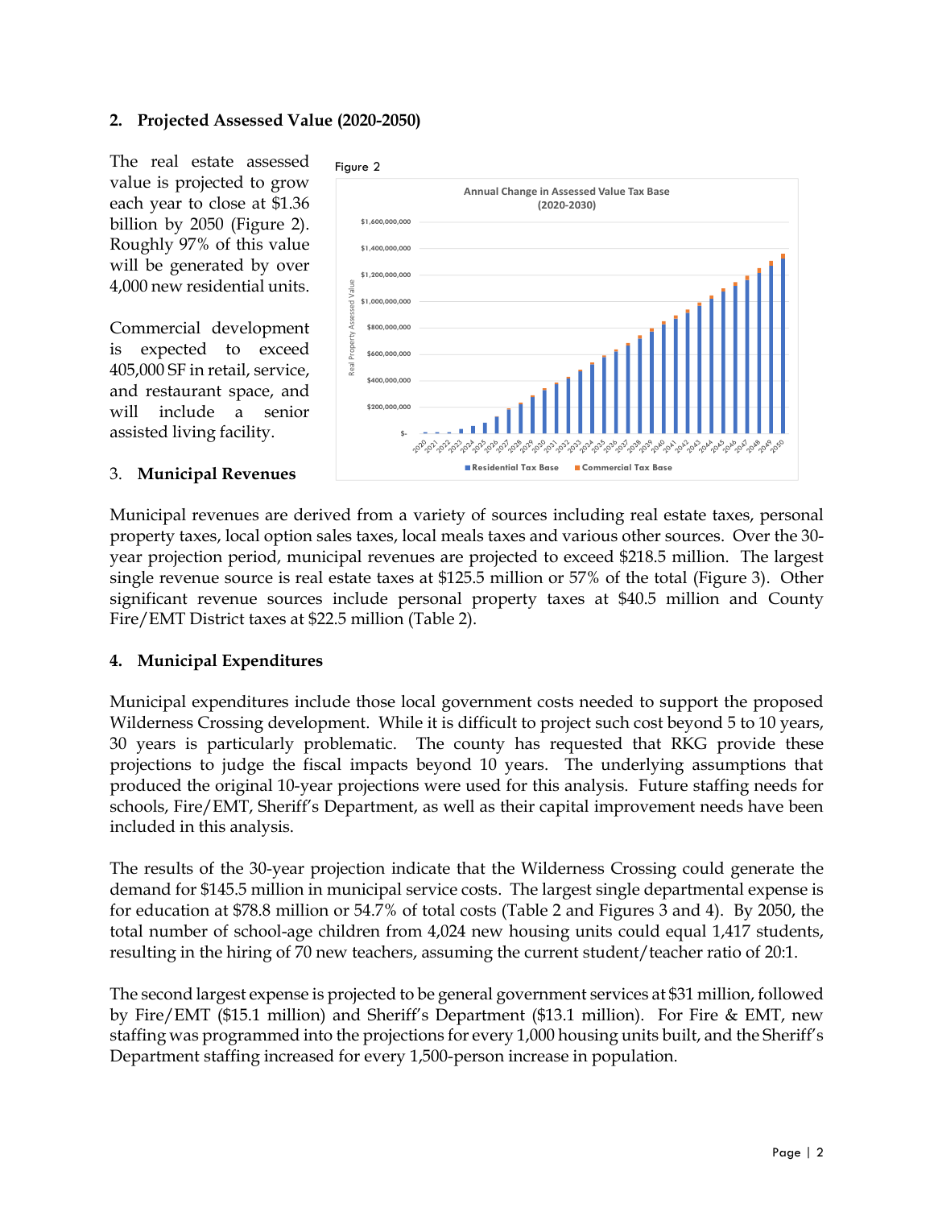## 2. Projected Assessed Value (2020-2050)

The real estate assessed value is projected to grow each year to close at $1.36 billion by 2050 (Figure 2). Roughly 97% of this value will be generated by over 4,000 new residential units.

Commercial development is expected to exceed 405,000 SF in retail, service, and restaurant space, and will include a senior assisted living facility.

Figure 2

## 3. Municipal Revenues

Municipal revenues are derived from a variety of sources including real estate taxes, personal property taxes, local option sales taxes, local meals taxes and various other sources. Over the 30-year projection period, municipal revenues are projected to exceed $218.5 million. The largest single revenue source is real estate taxes at $125.5 million or 57% of the total (Figure 3). Other significant revenue sources include personal property taxes at $40.5 million and County Fire/EMT District taxes at $22.5 million (Table 2).

## 4. Municipal Expenditures

Municipal expenditures include those local government costs needed to support the proposed Wilderness Crossing development. While it is difficult to project such cost beyond 5 to 10 years, 30 years is particularly problematic. The county has requested that RKG provide these projections to judge the fiscal impacts beyond 10 years. The underlying assumptions that produced the original 10-year projections were used for this analysis. Future staffing needs for schools, Fire/EMT, Sheriff's Department, as well as their capital improvement needs have been included in this analysis.

The results of the 30-year projection indicate that the Wilderness Crossing could generate the demand for $145.5 million in municipal service costs. The largest single departmental expense is for education at $78.8 million or 54.7% of total costs (Table 2 and Figures 3 and 4). By 2050, the total number of school-age children from 4,024 new housing units could equal 1,417 students, resulting in the hiring of 70 new teachers, assuming the current student/teacher ratio of 20:1.

The second largest expense is projected to be general government services at $31 million, followed by Fire/EMT ($15.1 million) and Sheriff's Department ($13.1 million). For Fire & EMT, new staffing was programmed into the projections for every 1,000 housing units built, and the Sheriff's Department staffing increased for every 1,500-person increase in population.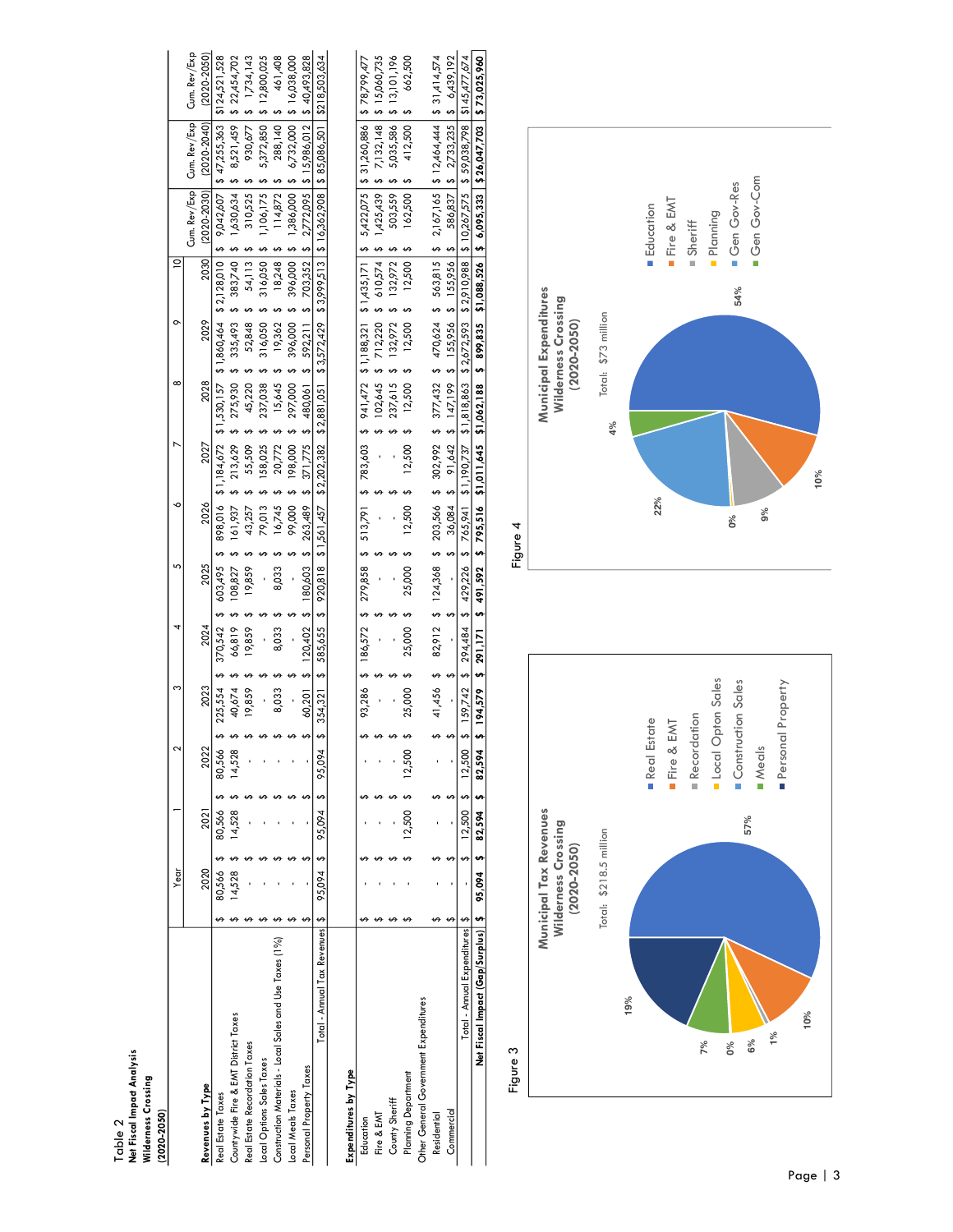**Table 2**
**Net Fiscal Impact Analysis**
**Wilderness Crossing**
**(2020-2050)**

| **Revenues by Type** | Year 2020 | 1 2021 | 2 2022 | 3 2023 | 4 2024 | 5 2025 | 6 2026 | 7 2027 | 8 2028 | 9 2029 | 10 2030 | Cum. Rev/Exp (2020-2030) | Cum. Rev/Exp (2020-2040) | Cum. Rev/Exp (2020-2050) |
|---|---|---|---|---|---|---|---|---|---|---|---|---|---|---|
| Real Estate Taxes | $ 80,566 | $ 80,566 | $ 80,566 | $ 225,554 | $ 370,542 | $ 603,495 | $ 898,016 | $ 1,184,672 | $ 1,530,157 | $ 1,860,464 | $ 2,128,010 | $ 9,042,607 | $ 47,255,363 | $124,521,528 |
| Countywide Fire & EMT District Taxes | $ 14,528 | $ 14,528 | $ 14,528 | $ 40,674 | $ 66,819 | $ 108,827 | $ 161,937 | $ 213,629 | $ 275,930 | $ 335,493 | $ 383,740 | $ 1,630,634 | $ 8,521,459 | $ 22,454,702 |
| Real Estate Recordation Taxes | $ - | $ - | $ - | $ 19,859 | $ 19,859 | $ 19,859 | $ 43,257 | $ 55,509 | $ 45,220 | $ 52,848 | $ 54,113 | $ 310,525 | $ 930,677 | $ 1,734,143 |
| Local Options Sales Taxes | $ - | $ - | $ - | $ - | $ - | $ - | $ 79,013 | $ 158,025 | $ 237,038 | $ 316,050 | $ 316,050 | $ 1,106,175 | $ 5,372,850 | $ 12,800,025 |
| Construction Materials - Local Sales and Use Taxes (1%) | $ - | $ - | $ - | $ 8,033 | $ 8,033 | $ 8,033 | $ 16,745 | $ 20,772 | $ 15,645 | $ 19,362 | $ 18,248 | $ 114,872 | $ 288,140 | $ 461,408 |
| Local Meals Taxes | $ - | $ - | $ - | $ - | $ - | $ - | $ 99,000 | $ 198,000 | $ 297,000 | $ 396,000 | $ 396,000 | $ 1,386,000 | $ 6,732,000 | $ 16,038,000 |
| Personal Property Taxes | $ - | $ - | $ - | $ 60,201 | $ 120,402 | $ 180,603 | $ 263,489 | $ 371,775 | $ 480,061 | $ 592,211 | $ 703,352 | $ 2,772,095 | $ 15,986,012 | $ 40,493,828 |
| Total - Annual Tax Revenues | $ 95,094 | $ 95,094 | $ 95,094 | $ 354,321 | $ 585,655 | $ 920,818 | $ 1,561,457 | $ 2,202,382 | $ 2,881,051 | $ 3,572,429 | $ 3,999,513 | $ 16,362,908 | $ 85,086,501 | $218,503,634 |
| **Expenditures by Type** | | | | | | | | | | | | | | |
| Education | $ - | $ - | $ - | $ 93,286 | $ 186,572 | $ 279,858 | $ 513,791 | $ 783,603 | $ 941,472 | $ 1,188,321 | $ 1,435,171 | $ 5,422,075 | $ 31,260,886 | $ 78,799,477 |
| Fire & EMT | $ - | $ - | $ - | $ - | $ - | $ - | $ - | $ - | $ 102,645 | $ 712,220 | $ 610,574 | $ 1,425,439 | $ 7,132,148 | $ 15,060,735 |
| County Sheriff | $ - | $ - | $ - | $ - | $ - | $ - | $ - | $ - | $ 237,615 | $ 132,972 | $ 132,972 | $ 503,559 | $ 5,035,586 | $ 13,101,196 |
| Planning Department | $ - | $ 12,500 | $ 12,500 | $ 25,000 | $ 25,000 | $ 25,000 | $ 12,500 | $ 12,500 | $ 12,500 | $ 12,500 | $ 12,500 | $ 162,500 | $ 412,500 | $ 662,500 |
| Other General Government Expenditures | | | | | | | | | | | | | | |
| Residential | $ - | $ - | $ - | $ 41,456 | $ 82,912 | $ 124,368 | $ 203,566 | $ 302,992 | $ 377,432 | $ 470,624 | $ 563,815 | $ 2,167,165 | $ 12,464,444 | $ 31,414,574 |
| Commercial | $ - | $ - | $ - | $ - | $ - | $ - | $ 36,084 | $ 91,642 | $ 147,199 | $ 155,956 | $ 155,956 | $ 586,837 | $ 2,733,235 | $ 6,439,192 |
| Total - Annual Expenditures | $ - | $ 12,500 | $ 12,500 | $ 159,742 | $ 294,484 | $ 429,226 | $ 765,941 | $ 1,190,737 | $ 1,818,863 | $ 2,672,593 | $ 2,910,988 | $ 10,267,575 | $ 59,038,798 | $145,477,674 |
| **Net Fiscal Impact (Gap/Surplus)** | **$ 95,094** | **$ 82,594** | **$ 82,594** | **$ 194,579** | **$ 291,171** | **$ 491,592** | **$ 795,516** | **$ 1,011,645** | **$ 1,062,188** | **$ 899,835** | **$ 1,088,526** | **$ 6,095,333** | **$ 26,047,703** | **$ 73,025,960** |

Figure 3

**Municipal Tax Revenues**
**Wilderness Crossing**
**(2020-2050)**

Total: $218.5 million

Real Estate 57%; Fire & EMT 10%; Recordation 1%; Local Opton Sales 6%; Construction Sales 0%; Meals 7%; Personal Property 19%

Figure 4

**Municipal Expenditures**
**Wilderness Crossing**
**(2020-2050)**

Total: $73 million

Education 54%; Fire & EMT 10%; Sheriff 9%; Planning 0%; Gen Gov-Res 22%; Gen Gov-Com 4%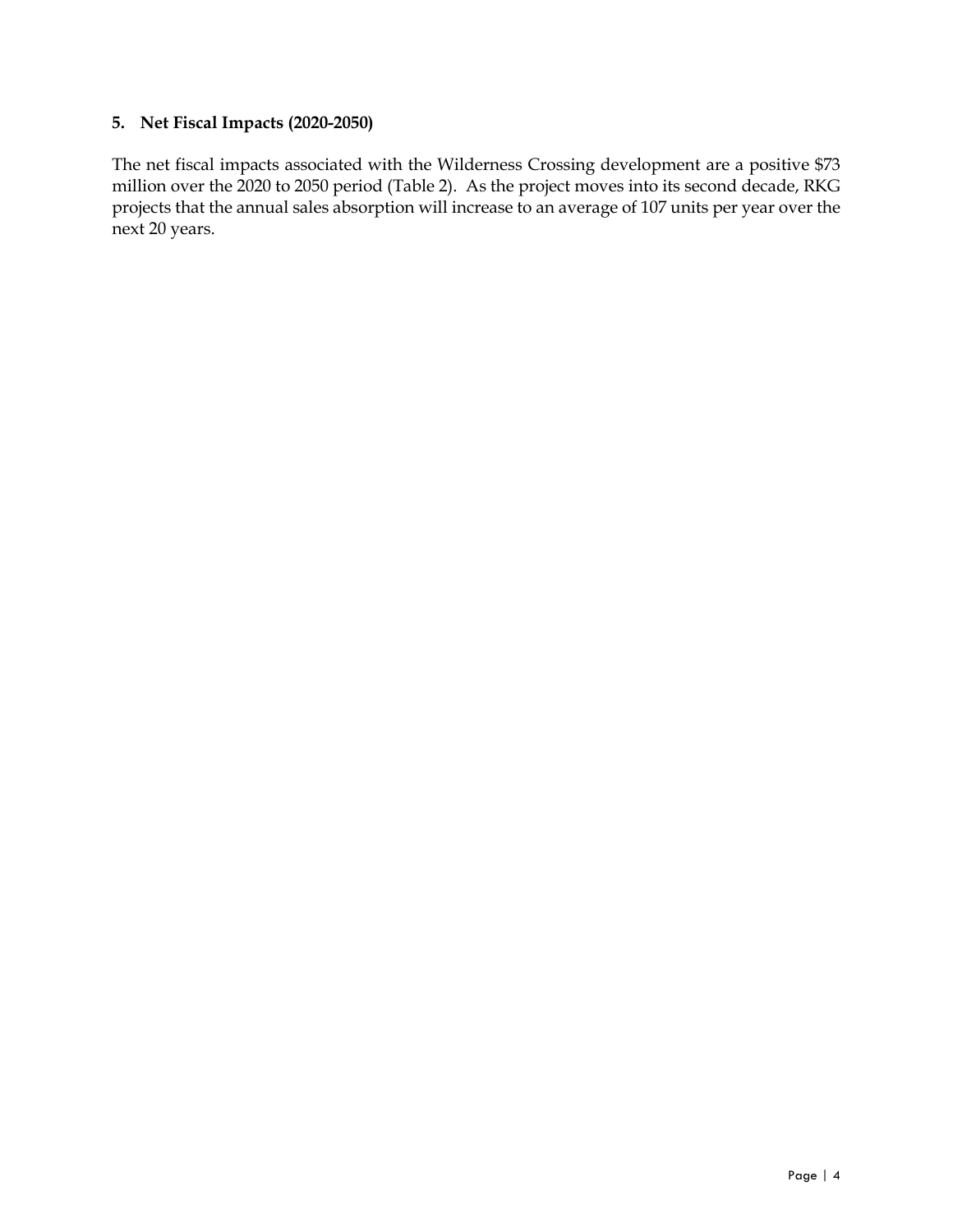### 5. Net Fiscal Impacts (2020-2050)

The net fiscal impacts associated with the Wilderness Crossing development are a positive $73 million over the 2020 to 2050 period (Table 2). As the project moves into its second decade, RKG projects that the annual sales absorption will increase to an average of 107 units per year over the next 20 years.